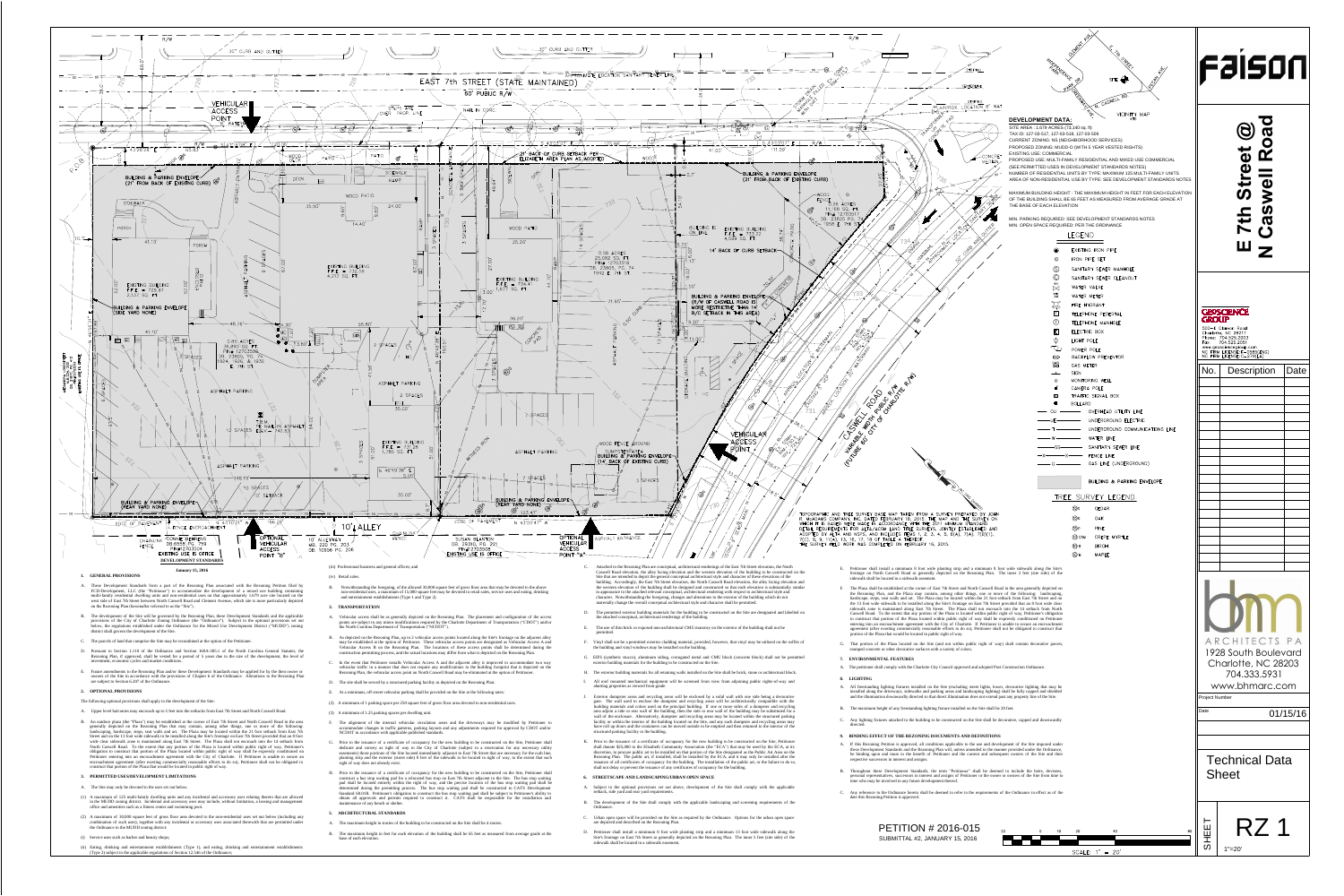# E 7th Street @ N Caswell Road

Faison

## DEVELOPMENT DATA:

SITE AREA : 1.678 ACRES (73,140 sq. ft)
TAX ID: 127-03-517, 127-03-518, 127-03-509
CURRENT ZONING: NS (NEIGHBORHOOD SERVICES)
PROPOSED ZONING: MUDD-O (WITH 5 YEAR VESTED RIGHTS)
EXISTING USE: COMMERCIAL
PROPOSED USE: MULTI-FAMILY RESIDENTIAL AND MIXED USE COMMERCIAL (SEE PERMITTED USES IN DEVELOPMENT STANDARDS NOTES)
NUMBER OF RESIDENTIAL UNITS BY TYPE: MAXIMUM 125 MULTI-FAMILY UNITS
AREA OF NON-RESIDENTIAL USE BY TYPE: SEE DEVELOPMENT STANDARDS NOTES

MAXIMUM BUILDING HEIGHT : THE MAXIMUM HEIGHT IN FEET FOR EACH ELEVATION OF THE BUILDING SHALL BE 65 FEET AS MEASURED FROM AVERAGE GRADE AT THE BASE OF EACH ELEVATION

MIN. PARKING REQUIRED: SEE DEVELOPMENT STANDARDS NOTES
MIN. OPEN SPACE REQUIRED: PER THE ORDINANCE

## DEVELOPMENT STANDARDS

January 15, 2016

### 1. GENERAL PROVISIONS

A. These Development Standards form a part of the Rezoning Plan associated with the Rezoning Petition filed by FCD-Development, LLC (the "Petitioner") to accommodate the development of a mixed use building containing multi-family residential dwelling units and non-residential uses on that approximately 1.679 acre site located on the west side of Caswell Road between North Caswell Road and Clement Avenue, which site is more particularly depicted on the Rezoning Plan (hereinafter referred to as the "Site").

B. The development of the Site will be governed by the Rezoning Plan, these Development Standards and the applicable provisions of the City of Charlotte Zoning Ordinance (the "Ordinance"). Subject to the optional provisions set out below, the regulations established under the Ordinance for the Mixed Use Development District ("MUDD") zoning district shall govern the development of the Site.

C. The parcels of land that comprise the Site may be recombined at the option of the Petitioner.

D. Pursuant to Section 1.110 of the Ordinance and Section 160A-385.1 of the North Carolina General Statutes, the Rezoning Plan, if approved, shall be vested for a period of 5 years due to the size of the development, the level of investment, economic cycles and market conditions.

E. Future amendments to the Rezoning Plan and/or these Development Standards may be applied for by the then owner or owners of the Site in accordance with the provisions of Chapter 6 of the Ordinance. Alterations to the Rezoning Plan are subject to Section 6.207 of the Ordinance.

### 2. OPTIONAL PROVISIONS

The following optional provisions shall apply to the development of the Site:

A. Upper level balconies may encroach up to 5 feet into the setbacks from East 7th Street and North Caswell Road.

B. An outdoor plaza (the "Plaza") may be established at the corner of East 7th Street and North Caswell Road in the area generally depicted on the Rezoning Plan that may contain, among other things, one or more of the following: landscaping, hardscape, tree wells and art. The Plaza may be located within the 21 foot setback from East 7th Street and the 14 foot sidewalk setback to be installed along the Site's frontage on East 7th Street provided that an 8 foot wide clear sidewalk zone is maintained along East 7th Street. The Plaza shall not encroach into the 14 setback from North Caswell Road. To the extent that any portion of the Plaza is located within public right of way, Petitioner's obligation to construct that portion of the Plaza located within public right of way shall be expressly conditioned on Petitioner entering into an encroachment agreement with the City of Charlotte. If Petitioner is unable to secure an encroachment agreement (after exerting commercially reasonable efforts to do so), Petitioner shall not be obligated to construct that portion of the Plaza that would be located in public right of way.

### 3. PERMITTED USES/DEVELOPMENT LIMITATIONS

A. The Site may only be devoted to the uses set out below.

(1) A maximum of 125 multi-family dwelling units and any incidental and accessory uses relating thereto that are allowed in the MUDD zoning district. Incidental and accessory uses may include, without limitation, a leasing and management office and amenities such as a fitness center and swimming pool.

(2) A maximum of 10,000 square feet of gross floor area devoted to the non-residential uses set out below (including any combination of such uses), together with any incidental or accessory uses associated therewith that are permitted under the Ordinance in the MUDD zoning district:

(i) Service uses such as barber and beauty shops;

(ii) Eating, drinking and entertainment establishments (Type 1), and eating, drinking and entertainment establishments (Type 2) subject to the applicable regulations of Section 12.546 of the Ordinance;

(iii) Professional business and general offices; and

(iv) Retail sales.

B. Notwithstanding the foregoing, of the allowed 10,000 square feet of gross floor area that may be devoted to the above non-residential uses, a maximum of 15,000 square feet may be devoted to retail sales, service uses and eating, drinking and entertainment establishments (Type 1 and Type 2).

### 3. TRANSPORTATION

A. Vehicular access shall be as generally depicted on the Rezoning Plan. The placement and configuration of the access points are subject to any minor modifications required by the Charlotte Department of Transportation ("CDOT") and/or the North Carolina Department of Transportation ("NCDOT").

B. As depicted on the Rezoning Plan, up to 2 vehicular access points located along the Site's frontage on the adjacent alley may be established at the option of Petitioner. These vehicular access points are designated as Vehicular Access A and Vehicular Access B on the Rezoning Plan. The locations of these access points shall be determined during the construction permitting process, and the actual locations may differ from what is depicted on the Rezoning Plan.

C. In the event that Petitioner installs Vehicular Access A and the adjacent alley is improved to accommodate two way vehicular traffic in a manner that does not require any modifications to the building footprint that is depicted on the Rezoning Plan, the vehicular access point on North Caswell Road may be eliminated at the option of Petitioner.

D. The site shall be served by a structured parking facility as depicted on the Rezoning Plan.

E. At a minimum, off-street vehicular parking shall be provided on the Site at the following rates:

(1) A minimum of 1 parking space per 250 square feet of gross floor area devoted to non-residential uses.

(2) A minimum of 1.25 parking spaces per dwelling unit.

F. The alignment of the internal vehicular circulation areas and the driveways may be modified by Petitioner to accommodate changes in traffic patterns, parking layouts and any adjustments required for approval by CDOT and/or NCDOT in accordance with applicable published standards.

G. Prior to the issuance of a certificate of occupancy for the new building to be constructed on the Site, Petitioner shall dedicate and convey as right of way to the City of Charlotte (subject to a reservation for any necessary utility easements) those portions of the Site located immediately adjacent to East 7th Street that are necessary for the curb line, planting strip and the sidewalk (travel side) 8 feet of the sidewalk to be located in right of way, to the extent that such right of way does not already exist.

H. Prior to the issuance of a certificate of occupancy for the new building to be constructed on the Site, Petitioner shall construct a bus stop waiting pad for a relocated bus stop on East 7th Street adjacent to the Site. The bus stop waiting pad shall be located entirely within the right of way, and the precise location of the bus stop waiting pad shall be determined during the permitting process. The bus stop waiting pad shall be subject to CATS Development Standard 60.01B. Petitioner's obligation to construct the bus stop waiting pad shall be subject to Petitioner's ability to obtain all approvals and permits required to construct it. CATS shall be responsible for the installation and maintenance of any bench or shelter.

### 5. ARCHITECTURAL STANDARDS

A. The maximum height in stories of the building to be constructed on the Site shall be 4 stories.

B. The maximum height in feet for each elevation of the building shall be 65 feet as measured from average grade at the base of such elevation.

C. Attached to the Rezoning Plan are conceptual, architectural renderings of the East 7th Street elevation, the North Caswell Road elevation, the alley facing elevation and the western elevation of the building to be constructed on the Site that are intended to depict the general conceptual architectural style and character of these elevations of the building. Accordingly, the East 7th Street elevation, the North Caswell Road elevation, the alley facing elevation and the western elevation of the building shall be designed and constructed so that each elevation is substantially similar in appearance to the attached relevant conceptual, architectural rendering with respect to architectural style and character. Notwithstanding the foregoing, changes and alterations to the exterior of the building shall not be materially change the overall conceptual architectural style and character shall be permitted.

D. The permitted exterior building materials for the building to be constructed on the Site are designated and labeled on the attached conceptual, architectural renderings of the building.

E. The use of thin brick or exposed non-architectural CMU masonry on the exterior of the building shall not be permitted.

F. Vinyl shall not be a permitted exterior cladding material, provided, however, that vinyl may be utilized on the soffits of the building and vinyl windows may be installed on the building.

G. EIFS (synthetic stucco), aluminum siding, corrugated metal and CMU block (concrete block) shall not be permitted exterior building materials for the building to be constructed on the Site.

H. The exterior building materials for all retaining walls installed on the Site shall be brick, stone or architectural block.

I. All roof mounted mechanical equipment will be screened from view from adjoining public rights-of-way and abutting properties as viewed from grade.

J. Exterior dumpster areas and recycling areas will be enclosed by a solid wall with one side being a decorative gate. The wall used to enclose the dumpster and recycling areas will be architecturally compatible with the building materials and colors used on the principal building. If one or more sides of a dumpster and recycling area adjoin a side or rear wall of the building, then the side or rear wall of the building may be substituted for a wall of the enclosure. Alternatively, dumpster and recycling areas may be located within the structured parking facility or within the interior of the building located on the Site, and any such dumpster and recycling areas may have roll up doors and the containers can be moved outside to be emptied and then returned to the interior of the structured parking facility or the building.

K. Prior to the issuance of a certificate of occupancy for the new building to be constructed on the Site, Petitioner shall donate $15,000 to the Elizabeth Community Association (the "ECA") that may be used by the ECA, at its discretion, to procure public art to be installed on that portion of the Site designated as the Public Art Area on the Rezoning Plan. The public art, if installed, shall be installed by the ECA, and it may only be installed after the issuance of all certificates of occupancy for the building. The installation of the public art, or the failure to do so, shall not delay or prevent the issuance of any certificate of occupancy for the building.

### 6. STREETSCAPE AND LANDSCAPING/URBAN OPEN SPACE

A. Subject to the optional provisions set out above, development of the Site shall comply with the applicable setback, side yard and rear yard requirements.

B. The development of the Site shall comply with the applicable landscaping and screening requirements of the Ordinance.

C. Urban open space will be provided on the Site as required by the Ordinance. Options for the urban open space are depicted and described on the Rezoning Plan.

D. Petitioner shall install a minimum 8 foot wide planting strip and a minimum 11 foot wide sidewalk along the Site's frontage on East 7th Street as generally depicted on the Rezoning Plan. The inner 3 feet (site side) of the sidewalk shall be located in a sidewalk easement.

E. Petitioner shall install a minimum 8 foot wide planting strip and a minimum 8 foot wide sidewalk along the Site's frontage on North Caswell Road as generally depicted on the Rezoning Plan. The inner 2 feet (site side) of the sidewalk shall be located in a sidewalk easement.

F. The Plaza shall be established at the corner of East 7th Street and North Caswell Road in the area generally depicted on the Rezoning Plan, and the Plaza may contain, among other things, one or more of the following: landscaping, hardscape, tree wells and art. The Plaza may be located within the 21 foot setback from East 7th Street and the 14 foot wide sidewalk to be installed along the Site's frontage on East 7th Street provided that an 8 foot wide clear sidewalk zone is maintained along East 7th Street. The Plaza shall not encroach into the 14 setback from North Caswell Road. To the extent that any portion of the Plaza is located within public right of way, Petitioner's obligation to construct that portion of the Plaza located within public right of way shall be expressly conditioned on Petitioner entering into an encroachment agreement with the City of Charlotte. If Petitioner is unable to secure an encroachment agreement (after exerting commercially reasonable efforts to do so), Petitioner shall not be obligated to construct that portion of the Plaza that would be located in public right of way.

G. That portion of the Plaza located on the Site (and not within public right of way) shall contain decorative pavers, stamped concrete or other decorative surfaces with a variety of colors.

### 7. ENVIRONMENTAL FEATURES

A. The petitioner shall comply with the Charlotte City Council approved and adopted Post Construction Ordinance.

### 8. LIGHTING

A. All freestanding lighting fixtures installed on the Site (excluding street lights, lower, decorative lighting that may be installed along the driveways, sidewalks and parking areas and landscaping lighting) shall be fully capped and shielded and the illumination downwardly directed so that direct illumination does not extend past any property line of the Site.

B. The maximum height of any freestanding lighting fixture installed on the Site shall be 20 feet.

C. Any lighting fixtures attached to the building to be constructed on the Site shall be decorative, capped and downwardly directed.

### 9. BINDING EFFECT OF THE REZONING DOCUMENTS AND DEFINITIONS

A. If this Rezoning Petition is approved, all conditions applicable to the use and development of the Site imposed under these Development Standards and the Rezoning Plan will, unless amended in the manner provided under the Ordinance, be binding upon and inure to the benefit of Petitioner and the current and subsequent owners of the Site and their respective successors in interest and assigns.

B. Throughout these Development Standards, the term "Petitioner" shall be deemed to include the heirs, devisees, personal representatives, successors in interest and assigns of Petitioner or the owner or owners of the Site from time to time who may be involved in any future development thereof.

C. Any reference to the Ordinance herein shall be deemed to refer to the requirements of the Ordinance in effect as of the date this Rezoning Petition is approved.

---

TOPOGRAPHIC AND TREE SURVEY BASE MAP TAKEN FROM A SURVEY PREPARED BY JOHN R. McADAMS COMPANY INC. DATED FEBRUARY 16, 2015. THE MAP AND THE SURVEY ON WHICH IT IS BASED WERE MADE IN ACCORDANCE WITH THE 2011 MINIMUM STANDARD DETAIL REQUIREMENTS FOR ALTA/ACSM LAND TITLE SURVEYS, JOINTLY ESTABLISHED AND ADOPTED BY ALTA AND NSPS, AND INCLUDES ITEMS 1, 2, 3, 4, 5, 6(a), 7(a), 7(b)(1), 7(c), 8, 9, 11(a), 13, 16, 17, 18 OF TABLE A THEREOF. THE SURVEY FIELD WORK WAS COMPLETED ON FEBRUARY 16, 2015.

## LEGEND

- EXISTING IRON PIPE
- IRON PIPE SET
- SANITARY SEWER MANHOLE
- SANITARY SEWER CLEANOUT
- WATER VALVE
- WATER METER
- FIRE HYDRANT
- TELEPHONE PEDESTAL
- TELEPHONE MANHOLE
- ELECTRIC BOX
- LIGHT POLE
- POWER POLE
- BACKFLOW PREVENTOR
- GAS METER
- SIGN
- MONITORING WELL
- CAMERA POLE
- TRAFFIC SIGNAL BOX
- BOLLARD
- OVERHEAD UTILITY LINE
- UNDERGROUND ELECTRIC
- UNDERGROUND COMMUNICATIONS LINE
- WATER LINE
- SANITARY SEWER LINE
- FENCE LINE
- GAS LINE (UNDERGROUND)
- BUILDING & PARKING ENVELOPE

## TREE SURVEY LEGEND

- CEDAR
- OAK
- PINE
- CREPE MYRTLE
- BIRCH
- MAPLE

---

GEOSCIENCE GROUP
500-K Clanton Road
Charlotte, NC 28217
Phone: 704.525.2003
Fax: 704.525.2051
www.geosciencegroup.com
NC FIRM LICENSE #C-2568(ENG)
NC FIRM LICENSE #C-2701(LA)

| No. | Description | Date |
|---|---|---|
| | | |

bhm ARCHITECTS PA
1928 South Boulevard
Charlotte, NC 28203
704.333.5931
www.bhmarc.com

Project Number

Date: 01/15/16

Technical Data Sheet

PETITION # 2016-015
SUBMITTAL #2, JANUARY 15, 2016

SCALE: 1" = 20'

SHEET RZ 1
1"=20'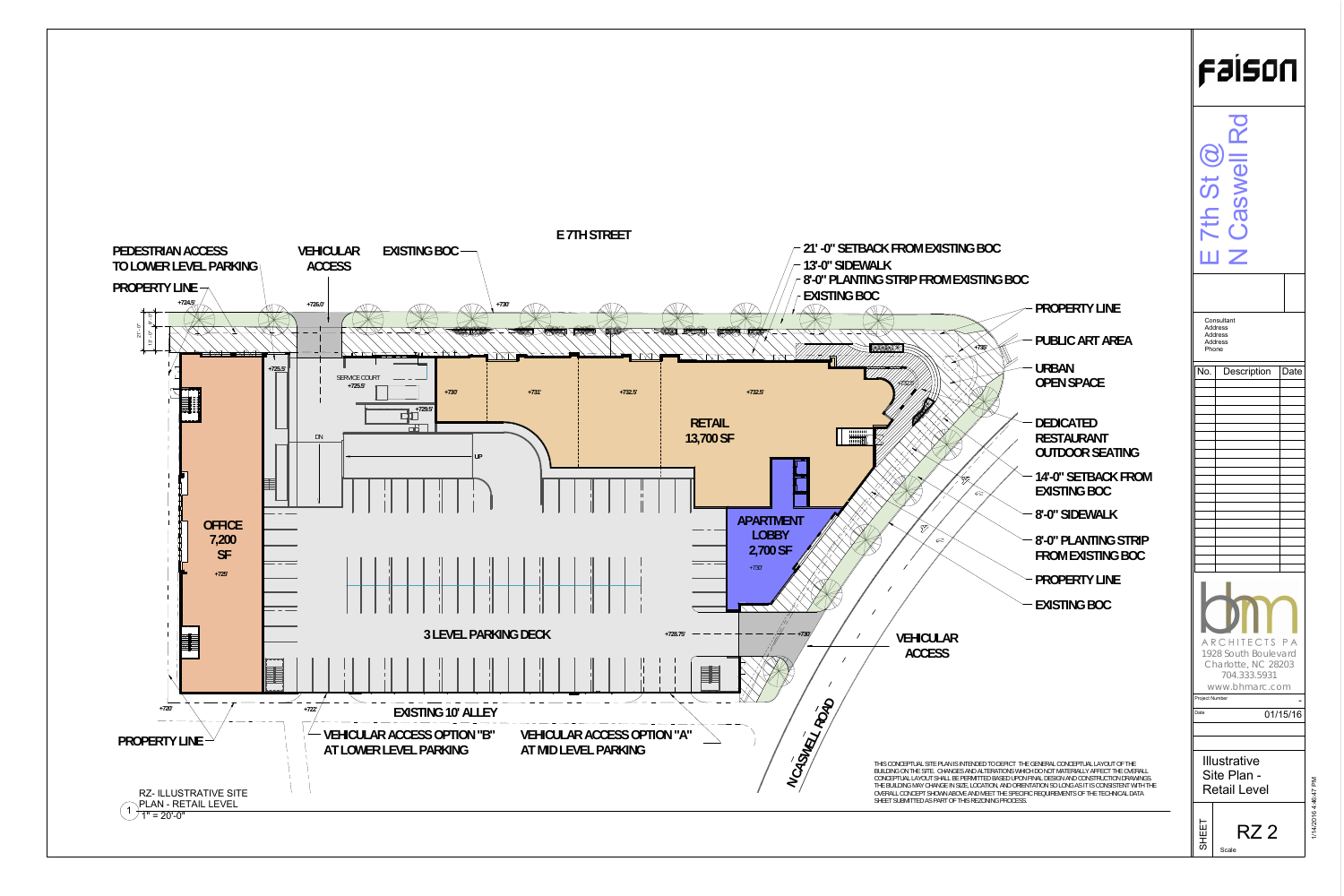E 7TH STREET

PEDESTRIAN ACCESS TO LOWER LEVEL PARKING

VEHICULAR ACCESS

EXISTING BOC

PROPERTY LINE

21' -0" SETBACK FROM EXISTING BOC

13'-0" SIDEWALK

8'-0" PLANTING STRIP FROM EXISTING BOC

EXISTING BOC

PROPERTY LINE

PUBLIC ART AREA

URBAN OPEN SPACE

DEDICATED RESTAURANT OUTDOOR SEATING

14'-0" SETBACK FROM EXISTING BOC

8'-0" SIDEWALK

8'-0" PLANTING STRIP FROM EXISTING BOC

PROPERTY LINE

EXISTING BOC

SERVICE COURT

RETAIL 13,700 SF

OFFICE 7,200 SF

APARTMENT LOBBY 2,700 SF

3 LEVEL PARKING DECK

VEHICULAR ACCESS

N CASWELL ROAD

EXISTING 10' ALLEY

PROPERTY LINE

VEHICULAR ACCESS OPTION "B" AT LOWER LEVEL PARKING

VEHICULAR ACCESS OPTION "A" AT MID LEVEL PARKING

+724.5' +726.0' +730' +735' +725.5' +725.5' +730' +731' +732.5' +732.5' +729.5' +732.5' +725' +737' +728.75' +730' +720' +722'

THIS CONCEPTUAL SITE PLAN IS INTENDED TO DEPICT THE GENERAL CONCEPTUAL LAYOUT OF THE BUILDING ON THE SITE. CHANGES AND ALTERATIONS WHICH DO NOT MATERIALLY AFFECT THE OVERALL CONCEPTUAL LAYOUT SHALL BE PERMITTED BASED UPON FINAL DESIGN AND CONSTRUCTION DRAWINGS. THE BUILDING MAY CHANGE IN SIZE, LOCATION, AND ORIENTATION SO LONG AS IT IS CONSISTENT WITH THE OVERALL CONCEPT SHOWN ABOVE AND MEET THE SPECIFIC REQUIREMENTS OF THE TECHNICAL DATA SHEET SUBMITTED AS PART OF THIS REZONING PROCESS.

1 RZ- ILLUSTRATIVE SITE PLAN - RETAIL LEVEL
1" = 20'-0"

faison

E 7th St @ N Caswell Rd

Consultant
Address
Address
Address
Phone

| No. | Description | Date |
| --- | --- | --- |

bm ARCHITECTS PA
1928 South Boulevard
Charlotte, NC 28203
704.333.5931
www.bhmarc.com

Project Number -

Date 01/15/16

Illustrative Site Plan - Retail Level

SHEET RZ 2

Scale

1/14/2016 4:46:47 PM